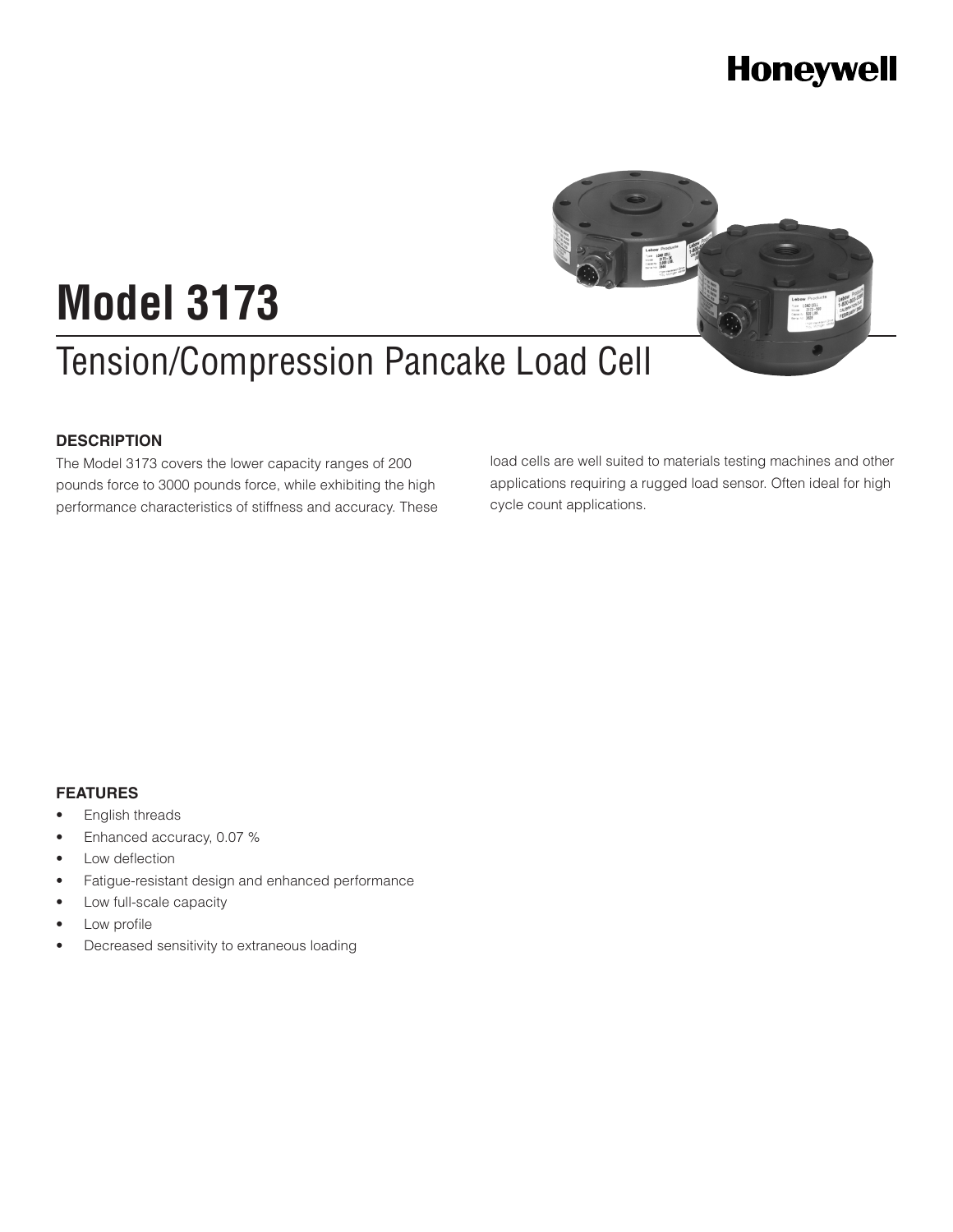Honeywell

# Model 3173

## Tension/Compression Pancake Load Cell

### DESCRIPTION

The Model 3173 covers the lower capacity ranges of 200 pounds force to 3000 pounds force, while exhibiting the high performance characteristics of stiffness and accuracy. These load cells are well suited to materials testing machines and other applications requiring a rugged load sensor. Often ideal for high cycle count applications.

### FEATURES

- English threads
- Enhanced accuracy, 0.07 %
- Low deflection
- Fatigue-resistant design and enhanced performance
- Low full-scale capacity
- Low profile
- Decreased sensitivity to extraneous loading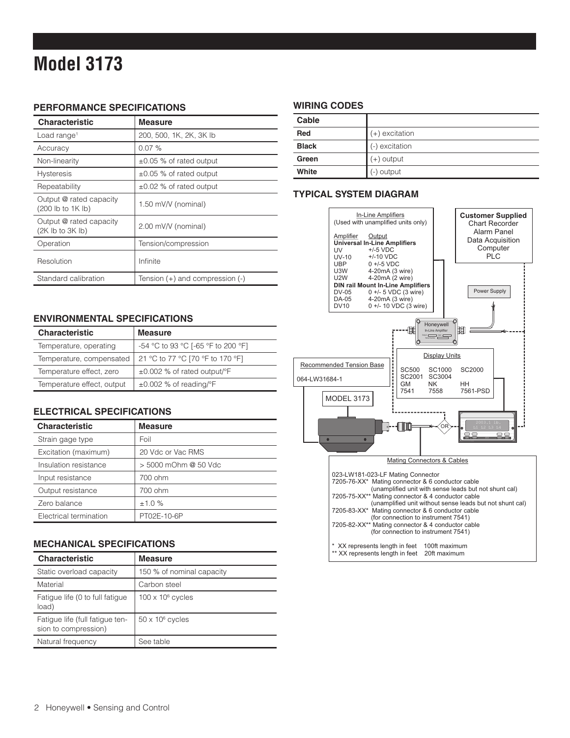# Model 3173

## PERFORMANCE SPECIFICATIONS

| Characteristic | Measure |
|---|---|
| Load range[1] | 200, 500, 1K, 2K, 3K lb |
| Accuracy | 0.07 % |
| Non-linearity | ±0.05 % of rated output |
| Hysteresis | ±0.05 % of rated output |
| Repeatability | ±0.02 % of rated output |
| Output @ rated capacity (200 lb to 1K lb) | 1.50 mV/V (nominal) |
| Output @ rated capacity (2K lb to 3K lb) | 2.00 mV/V (nominal) |
| Operation | Tension/compression |
| Resolution | Infinite |
| Standard calibration | Tension (+) and compression (-) |

## ENVIRONMENTAL SPECIFICATIONS

| Characteristic | Measure |
|---|---|
| Temperature, operating | -54 °C to 93 °C [-65 °F to 200 °F] |
| Temperature, compensated | 21 °C to 77 °C [70 °F to 170 °F] |
| Temperature effect, zero | ±0.002 % of rated output/°F |
| Temperature effect, output | ±0.002 % of reading/°F |

## ELECTRICAL SPECIFICATIONS

| Characteristic | Measure |
|---|---|
| Strain gage type | Foil |
| Excitation (maximum) | 20 Vdc or Vac RMS |
| Insulation resistance | > 5000 mOhm @ 50 Vdc |
| Input resistance | 700 ohm |
| Output resistance | 700 ohm |
| Zero balance | ±1.0 % |
| Electrical termination | PT02E-10-6P |

## MECHANICAL SPECIFICATIONS

| Characteristic | Measure |
|---|---|
| Static overload capacity | 150 % of nominal capacity |
| Material | Carbon steel |
| Fatigue life (0 to full fatigue load) | $100 \times 10^6$ cycles |
| Fatigue life (full fatigue tension to compression) | $50 \times 10^6$ cycles |
| Natural frequency | See table |

## WIRING CODES

| Cable | |
|---|---|
| **Red** | (+) excitation |
| **Black** | (-) excitation |
| **Green** | (+) output |
| **White** | (-) output |

## TYPICAL SYSTEM DIAGRAM

In-Line Amplifiers
(Used with unamplified units only)

| Amplifier | Output |
|---|---|
| **Universal In-Line Amplifiers** | |
| UV | +/-5 VDC |
| UV-10 | +/-10 VDC |
| UBP | 0 +/-5 VDC |
| U3W | 4-20mA (3 wire) |
| U2W | 4-20mA (2 wire) |
| **DIN rail Mount In-Line Amplifiers** | |
| DV-05 | 0 +/- 5 VDC (3 wire) |
| DA-05 | 4-20mA (3 wire) |
| DV10 | 0 +/- 10 VDC (3 wire) |

**Customer Supplied**
Chart Recorder
Alarm Panel
Data Acquisition
Computer
PLC

Power Supply

Honeywell In-Line Amplifier

Recommended Tension Base
064-LW31684-1

MODEL 3173

Display Units
SC500 SC1000 SC2000
SC2001 SC3004
GM NK HH
7541 7558 7561-PSD

OR

Mating Connectors & Cables

023-LW181-023-LF Mating Connector
7205-76-XX* Mating connector & 6 conductor cable (unamplified unit with sense leads but not shunt cal)
7205-75-XX** Mating connector & 4 conductor cable (unamplified unit without sense leads but not shunt cal)
7205-83-XX* Mating connector & 6 conductor cable (for connection to instrument 7541)
7205-82-XX** Mating connector & 4 conductor cable (for connection to instrument 7541)

\* XX represents length in feet 100ft maximum
\*\* XX represents length in feet 20ft maximum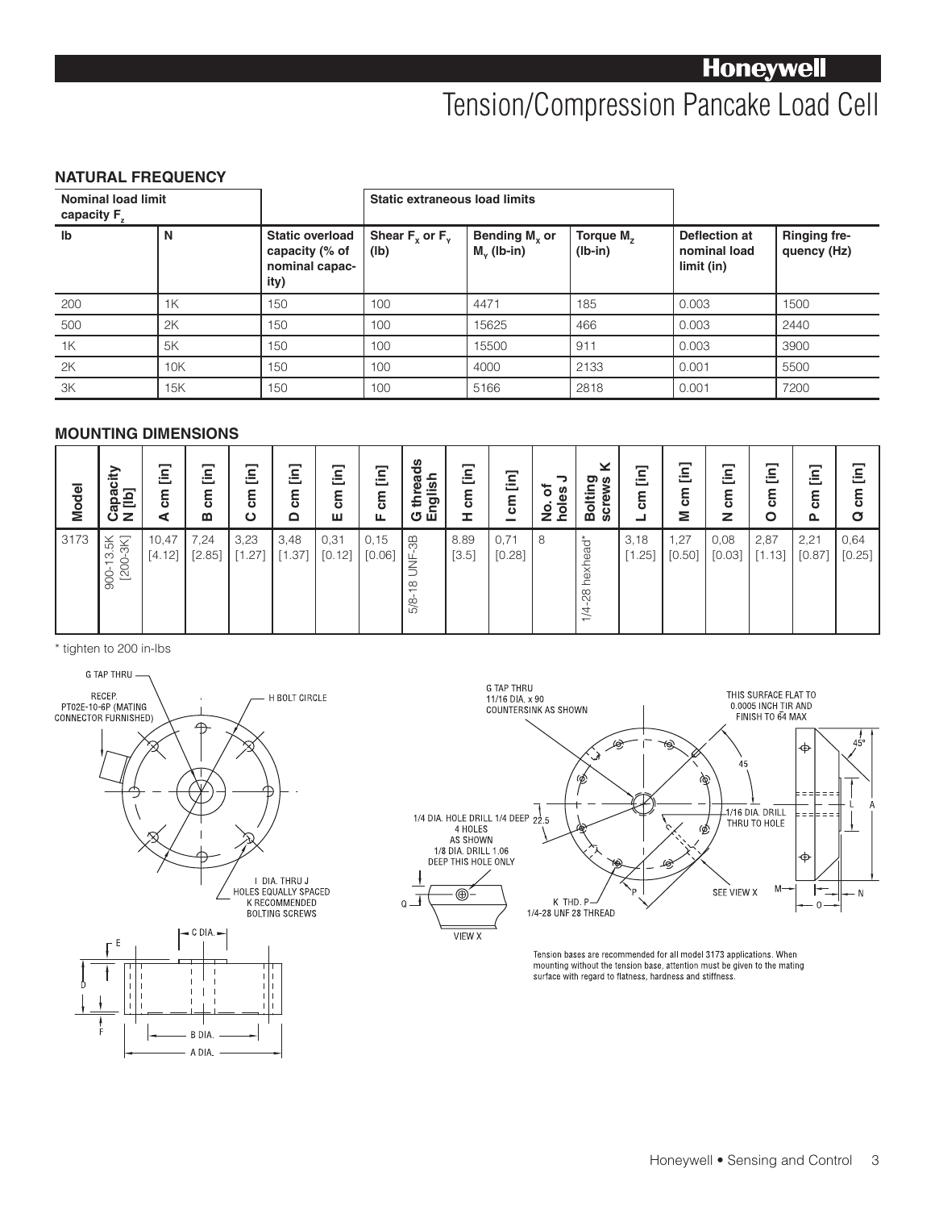# Tension/Compression Pancake Load Cell

## NATURAL FREQUENCY

| Nominal load limit capacity $F_z$ | | | Static extraneous load limits | | | | |
|---|---|---|---|---|---|---|---|
| lb | N | Static overload capacity (% of nominal capacity) | Shear $F_x$ or $F_y$ (lb) | Bending $M_x$ or $M_y$ (lb-in) | Torque $M_z$ (lb-in) | Deflection at nominal load limit (in) | Ringing frequency (Hz) |
| 200 | 1K | 150 | 100 | 4471 | 185 | 0.003 | 1500 |
| 500 | 2K | 150 | 100 | 15625 | 466 | 0.003 | 2440 |
| 1K | 5K | 150 | 100 | 15500 | 911 | 0.003 | 3900 |
| 2K | 10K | 150 | 100 | 4000 | 2133 | 0.001 | 5500 |
| 3K | 15K | 150 | 100 | 5166 | 2818 | 0.001 | 7200 |

## MOUNTING DIMENSIONS

| Model | Capacity N [lb] | A cm [in] | B cm [in] | C cm [in] | D cm [in] | E cm [in] | F cm [in] | G threads English | H cm [in] | I cm [in] | No. of holes J | Bolting screws K | L cm [in] | M cm [in] | N cm [in] | O cm [in] | P cm [in] | Q cm [in] |
|---|---|---|---|---|---|---|---|---|---|---|---|---|---|---|---|---|---|---|
| 3173 | 900-13.5K [200-3K] | 10,47 [4.12] | 7,24 [2.85] | 3,23 [1.27] | 3,48 [1.37] | 0,31 [0.12] | 0,15 [0.06] | 5/8-18 UNF-3B | 8.89 [3.5] | 0,71 [0.28] | 8 | 1/4-28 hexhead* | 3,18 [1.25] | 1,27 [0.50] | 0,08 [0.03] | 2,87 [1.13] | 2,21 [0.87] | 0,64 [0.25] |

* tighten to 200 in-lbs

Tension bases are recommended for all model 3173 applications. When mounting without the tension base, attention must be given to the mating surface with regard to flatness, hardness and stiffness.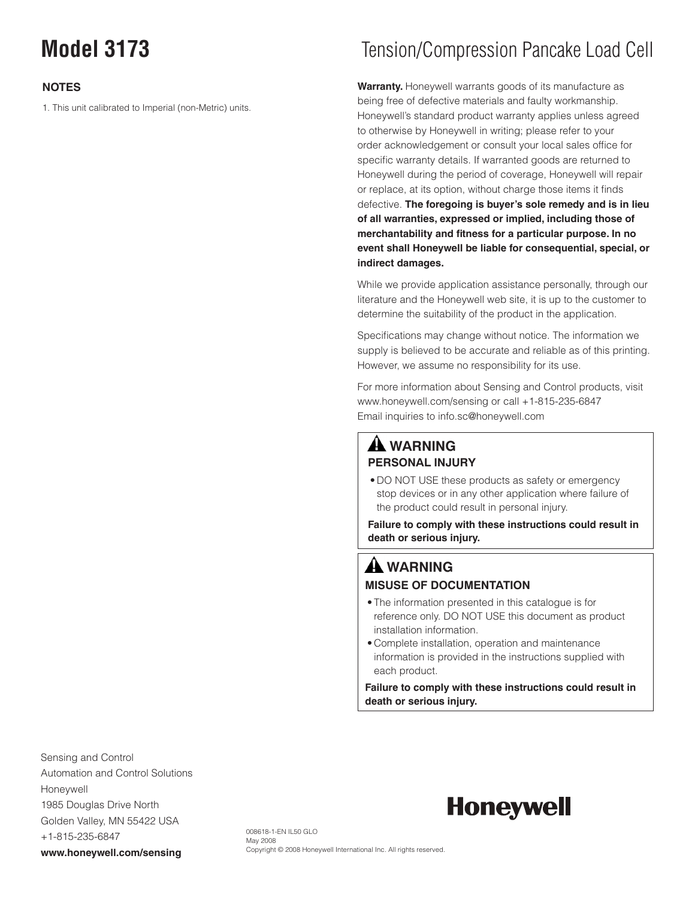# Model 3173

## Tension/Compression Pancake Load Cell

**NOTES**

1. This unit calibrated to Imperial (non-Metric) units.

**Warranty.** Honeywell warrants goods of its manufacture as being free of defective materials and faulty workmanship. Honeywell's standard product warranty applies unless agreed to otherwise by Honeywell in writing; please refer to your order acknowledgement or consult your local sales office for specific warranty details. If warranted goods are returned to Honeywell during the period of coverage, Honeywell will repair or replace, at its option, without charge those items it finds defective. **The foregoing is buyer's sole remedy and is in lieu of all warranties, expressed or implied, including those of merchantability and fitness for a particular purpose. In no event shall Honeywell be liable for consequential, special, or indirect damages.**

While we provide application assistance personally, through our literature and the Honeywell web site, it is up to the customer to determine the suitability of the product in the application.

Specifications may change without notice. The information we supply is believed to be accurate and reliable as of this printing. However, we assume no responsibility for its use.

For more information about Sensing and Control products, visit www.honeywell.com/sensing or call +1-815-235-6847
Email inquiries to info.sc@honeywell.com

**⚠ WARNING**

**PERSONAL INJURY**

- DO NOT USE these products as safety or emergency stop devices or in any other application where failure of the product could result in personal injury.

**Failure to comply with these instructions could result in death or serious injury.**

**⚠ WARNING**

**MISUSE OF DOCUMENTATION**

- The information presented in this catalogue is for reference only. DO NOT USE this document as product installation information.
- Complete installation, operation and maintenance information is provided in the instructions supplied with each product.

**Failure to comply with these instructions could result in death or serious injury.**

Sensing and Control
Automation and Control Solutions
Honeywell
1985 Douglas Drive North
Golden Valley, MN 55422 USA
+1-815-235-6847
**www.honeywell.com/sensing**

008618-1-EN IL50 GLO
May 2008
Copyright © 2008 Honeywell International Inc. All rights reserved.

**Honeywell**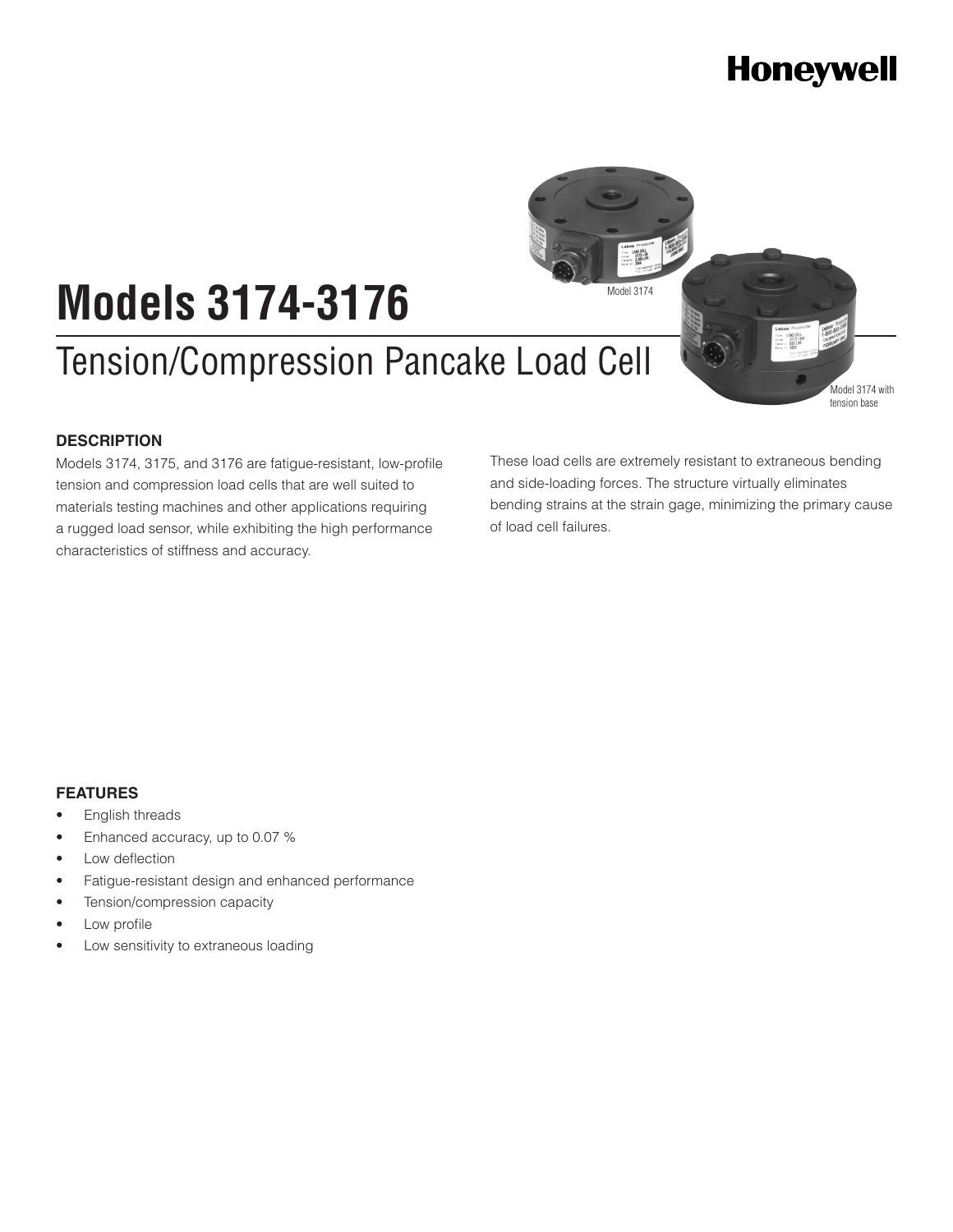# Models 3174-3176

## Tension/Compression Pancake Load Cell

Model 3174

Model 3174 with tension base

### DESCRIPTION

Models 3174, 3175, and 3176 are fatigue-resistant, low-profile tension and compression load cells that are well suited to materials testing machines and other applications requiring a rugged load sensor, while exhibiting the high performance characteristics of stiffness and accuracy.

These load cells are extremely resistant to extraneous bending and side-loading forces. The structure virtually eliminates bending strains at the strain gage, minimizing the primary cause of load cell failures.

### FEATURES

- English threads
- Enhanced accuracy, up to 0.07 %
- Low deflection
- Fatigue-resistant design and enhanced performance
- Tension/compression capacity
- Low profile
- Low sensitivity to extraneous loading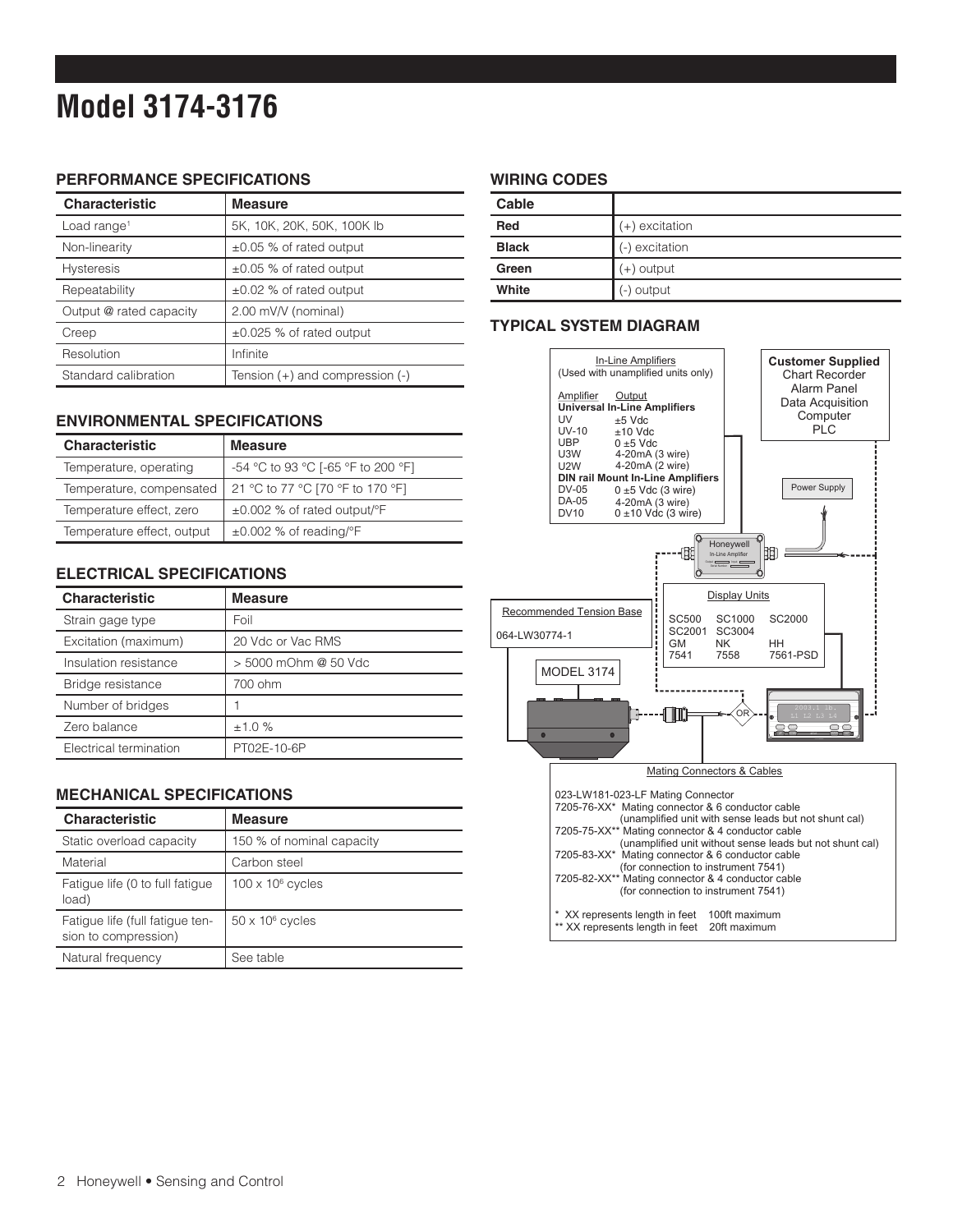# Model 3174-3176

## PERFORMANCE SPECIFICATIONS

| Characteristic | Measure |
|---|---|
| Load range[1] | 5K, 10K, 20K, 50K, 100K lb |
| Non-linearity | ±0.05 % of rated output |
| Hysteresis | ±0.05 % of rated output |
| Repeatability | ±0.02 % of rated output |
| Output @ rated capacity | 2.00 mV/V (nominal) |
| Creep | ±0.025 % of rated output |
| Resolution | Infinite |
| Standard calibration | Tension (+) and compression (-) |

## ENVIRONMENTAL SPECIFICATIONS

| Characteristic | Measure |
|---|---|
| Temperature, operating | -54 °C to 93 °C [-65 °F to 200 °F] |
| Temperature, compensated | 21 °C to 77 °C [70 °F to 170 °F] |
| Temperature effect, zero | ±0.002 % of rated output/°F |
| Temperature effect, output | ±0.002 % of reading/°F |

## ELECTRICAL SPECIFICATIONS

| Characteristic | Measure |
|---|---|
| Strain gage type | Foil |
| Excitation (maximum) | 20 Vdc or Vac RMS |
| Insulation resistance | > 5000 mOhm @ 50 Vdc |
| Bridge resistance | 700 ohm |
| Number of bridges | 1 |
| Zero balance | ±1.0 % |
| Electrical termination | PT02E-10-6P |

## MECHANICAL SPECIFICATIONS

| Characteristic | Measure |
|---|---|
| Static overload capacity | 150 % of nominal capacity |
| Material | Carbon steel |
| Fatigue life (0 to full fatigue load) | $100 \times 10^6$ cycles |
| Fatigue life (full fatigue tension to compression) | $50 \times 10^6$ cycles |
| Natural frequency | See table |

## WIRING CODES

| Cable | |
|---|---|
| Red | (+) excitation |
| Black | (-) excitation |
| Green | (+) output |
| White | (-) output |

## TYPICAL SYSTEM DIAGRAM

In-Line Amplifiers
(Used with unamplified units only)

| Amplifier | Output |
|---|---|
| **Universal In-Line Amplifiers** | |
| UV | ±5 Vdc |
| UV-10 | ±10 Vdc |
| UBP | 0 ±5 Vdc |
| U3W | 4-20mA (3 wire) |
| U2W | 4-20mA (2 wire) |
| **DIN rail Mount In-Line Amplifiers** | |
| DV-05 | 0 ±5 Vdc (3 wire) |
| DA-05 | 4-20mA (3 wire) |
| DV10 | 0 ±10 Vdc (3 wire) |

**Customer Supplied**
Chart Recorder
Alarm Panel
Data Acquisition
Computer
PLC

Power Supply

Honeywell In-Line Amplifier

Display Units

SC500 SC1000 SC2000
SC2001 SC3004
GM NK HH
7541 7558 7561-PSD

Recommended Tension Base
064-LW30774-1

MODEL 3174

OR

Mating Connectors & Cables

023-LW181-023-LF Mating Connector
7205-76-XX* Mating connector & 6 conductor cable (unamplified unit with sense leads but not shunt cal)
7205-75-XX** Mating connector & 4 conductor cable (unamplified unit without sense leads but not shunt cal)
7205-83-XX* Mating connector & 6 conductor cable (for connection to instrument 7541)
7205-82-XX** Mating connector & 4 conductor cable (for connection to instrument 7541)

\* XX represents length in feet 100ft maximum
\*\* XX represents length in feet 20ft maximum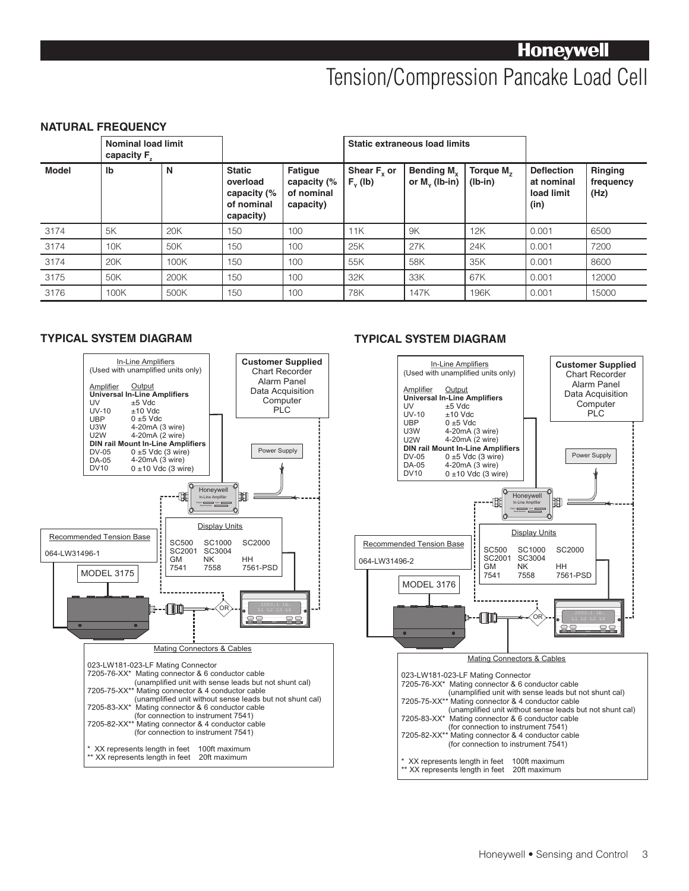# Tension/Compression Pancake Load Cell

## NATURAL FREQUENCY

| | Nominal load limit capacity $F_z$ | | | | Static extraneous load limits | | | | |
|---|---|---|---|---|---|---|---|---|---|
| Model | lb | N | Static overload capacity (% of nominal capacity) | Fatigue capacity (% of nominal capacity) | Shear $F_x$ or $F_y$ (lb) | Bending $M_x$ or $M_y$ (lb-in) | Torque $M_z$ (lb-in) | Deflection at nominal load limit (in) | Ringing frequency (Hz) |
| 3174 | 5K | 20K | 150 | 100 | 11K | 9K | 12K | 0.001 | 6500 |
| 3174 | 10K | 50K | 150 | 100 | 25K | 27K | 24K | 0.001 | 7200 |
| 3174 | 20K | 100K | 150 | 100 | 55K | 58K | 35K | 0.001 | 8600 |
| 3175 | 50K | 200K | 150 | 100 | 32K | 33K | 67K | 0.001 | 12000 |
| 3176 | 100K | 500K | 150 | 100 | 78K | 147K | 196K | 0.001 | 15000 |

## TYPICAL SYSTEM DIAGRAM

In-Line Amplifiers
(Used with unamplified units only)

| Amplifier | Output |
|---|---|
| **Universal In-Line Amplifiers** | |
| UV | ±5 Vdc |
| UV-10 | ±10 Vdc |
| UBP | 0 ±5 Vdc |
| U3W | 4-20mA (3 wire) |
| U2W | 4-20mA (2 wire) |
| **DIN rail Mount In-Line Amplifiers** | |
| DV-05 | 0 ±5 Vdc (3 wire) |
| DA-05 | 4-20mA (3 wire) |
| DV10 | 0 ±10 Vdc (3 wire) |

**Customer Supplied**
Chart Recorder
Alarm Panel
Data Acquisition
Computer
PLC

Power Supply

Honeywell In-Line Amplifier

Display Units

SC500 SC1000 SC2000
SC2001 SC3004
GM NK HH
7541 7558 7561-PSD

Recommended Tension Base
064-LW31496-1

MODEL 3175

OR

Mating Connectors & Cables

023-LW181-023-LF Mating Connector
7205-76-XX* Mating connector & 6 conductor cable (unamplified unit with sense leads but not shunt cal)
7205-75-XX** Mating connector & 4 conductor cable (unamplified unit without sense leads but not shunt cal)
7205-83-XX* Mating connector & 6 conductor cable (for connection to instrument 7541)
7205-82-XX** Mating connector & 4 conductor cable (for connection to instrument 7541)

\* XX represents length in feet 100ft maximum
\*\* XX represents length in feet 20ft maximum

## TYPICAL SYSTEM DIAGRAM

In-Line Amplifiers
(Used with unamplified units only)

| Amplifier | Output |
|---|---|
| **Universal In-Line Amplifiers** | |
| UV | ±5 Vdc |
| UV-10 | ±10 Vdc |
| UBP | 0 ±5 Vdc |
| U3W | 4-20mA (3 wire) |
| U2W | 4-20mA (2 wire) |
| **DIN rail Mount In-Line Amplifiers** | |
| DV-05 | 0 ±5 Vdc (3 wire) |
| DA-05 | 4-20mA (3 wire) |
| DV10 | 0 ±10 Vdc (3 wire) |

**Customer Supplied**
Chart Recorder
Alarm Panel
Data Acquisition
Computer
PLC

Power Supply

Honeywell In-Line Amplifier

Display Units

SC500 SC1000 SC2000
SC2001 SC3004
GM NK HH
7541 7558 7561-PSD

Recommended Tension Base
064-LW31496-2

MODEL 3176

OR

Mating Connectors & Cables

023-LW181-023-LF Mating Connector
7205-76-XX* Mating connector & 6 conductor cable (unamplified unit with sense leads but not shunt cal)
7205-75-XX** Mating connector & 4 conductor cable (unamplified unit without sense leads but not shunt cal)
7205-83-XX* Mating connector & 6 conductor cable (for connection to instrument 7541)
7205-82-XX** Mating connector & 4 conductor cable (for connection to instrument 7541)

\* XX represents length in feet 100ft maximum
\*\* XX represents length in feet 20ft maximum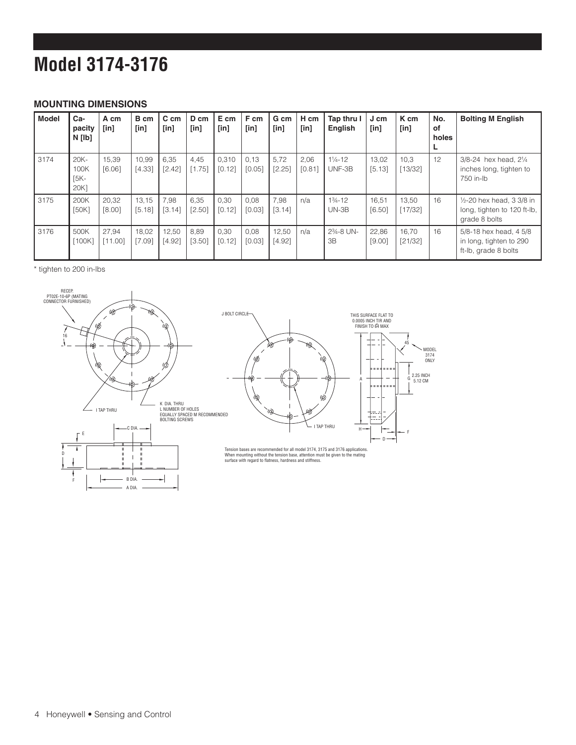# Model 3174-3176

## MOUNTING DIMENSIONS

| Model | Capacity N [lb] | A cm [in] | B cm [in] | C cm [in] | D cm [in] | E cm [in] | F cm [in] | G cm [in] | H cm [in] | Tap thru I English | J cm [in] | K cm [in] | No. of holes L | Bolting M English |
|---|---|---|---|---|---|---|---|---|---|---|---|---|---|---|
| 3174 | 20K-100K [5K-20K] | 15,39 [6.06] | 10,99 [4.33] | 6,35 [2.42] | 4,45 [1.75] | 0,310 [0.12] | 0,13 [0.05] | 5,72 [2.25] | 2,06 [0.81] | 1¼-12 UNF-3B | 13,02 [5.13] | 10,3 [13/32] | 12 | 3/8-24 hex head, 2¼ inches long, tighten to 750 in-lb |
| 3175 | 200K [50K] | 20,32 [8.00] | 13,15 [5.18] | 7,98 [3.14] | 6,35 [2.50] | 0,30 [0.12] | 0,08 [0.03] | 7,98 [3.14] | n/a | 1¾-12 UN-3B | 16,51 [6.50] | 13,50 [17/32] | 16 | ½-20 hex head, 3 3/8 in long, tighten to 120 ft-lb, grade 8 bolts |
| 3176 | 500K [100K] | 27,94 [11.00] | 18,02 [7.09] | 12,50 [4.92] | 8,89 [3.50] | 0,30 [0.12] | 0,08 [0.03] | 12,50 [4.92] | n/a | 2¾-8 UN-3B | 22,86 [9.00] | 16,70 [21/32] | 16 | 5/8-18 hex head, 4 5/8 in long, tighten to 290 ft-lb, grade 8 bolts |

* tighten to 200 in-lbs

RECEP. PT02E-10-6P (MATING CONNECTOR FURNISHED)

16

I TAP THRU

K DIA. THRU
L NUMBER OF HOLES
EQUALLY SPACED M RECOMMENDED BOLTING SCREWS

C DIA.

E

D

F

B DIA.

A DIA.

J BOLT CIRCLE

I TAP THRU

THIS SURFACE FLAT TO 0.0005 INCH TIR AND FINISH TO 64 MAX

45

MODEL 3174 ONLY

A

G 2.25 INCH 5.12 CM

H

D

F

Tension bases are recommended for all model 3174, 3175 and 3176 applications. When mounting without the tension base, attention must be given to the mating surface with regard to flatness, hardness and stiffness.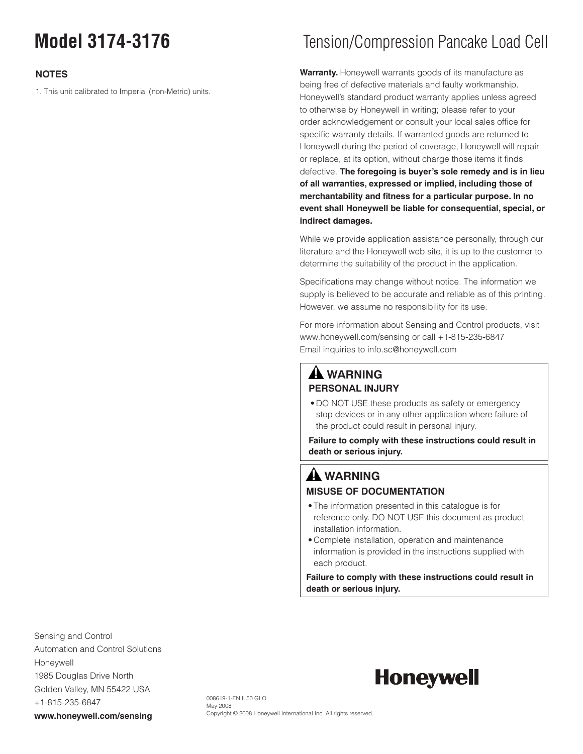## NOTES

1. This unit calibrated to Imperial (non-Metric) units.

**Warranty.** Honeywell warrants goods of its manufacture as being free of defective materials and faulty workmanship. Honeywell's standard product warranty applies unless agreed to otherwise by Honeywell in writing; please refer to your order acknowledgement or consult your local sales office for specific warranty details. If warranted goods are returned to Honeywell during the period of coverage, Honeywell will repair or replace, at its option, without charge those items it finds defective. **The foregoing is buyer's sole remedy and is in lieu of all warranties, expressed or implied, including those of merchantability and fitness for a particular purpose. In no event shall Honeywell be liable for consequential, special, or indirect damages.**

While we provide application assistance personally, through our literature and the Honeywell web site, it is up to the customer to determine the suitability of the product in the application.

Specifications may change without notice. The information we supply is believed to be accurate and reliable as of this printing. However, we assume no responsibility for its use.

For more information about Sensing and Control products, visit www.honeywell.com/sensing or call +1-815-235-6847
Email inquiries to info.sc@honeywell.com

### ⚠ WARNING
**PERSONAL INJURY**

- DO NOT USE these products as safety or emergency stop devices or in any other application where failure of the product could result in personal injury.

**Failure to comply with these instructions could result in death or serious injury.**

### ⚠ WARNING
**MISUSE OF DOCUMENTATION**

- The information presented in this catalogue is for reference only. DO NOT USE this document as product installation information.
- Complete installation, operation and maintenance information is provided in the instructions supplied with each product.

**Failure to comply with these instructions could result in death or serious injury.**

Sensing and Control
Automation and Control Solutions
Honeywell
1985 Douglas Drive North
Golden Valley, MN 55422 USA
+1-815-235-6847
**www.honeywell.com/sensing**

008619-1-EN IL50 GLO
May 2008
Copyright © 2008 Honeywell International Inc. All rights reserved.

**Honeywell**